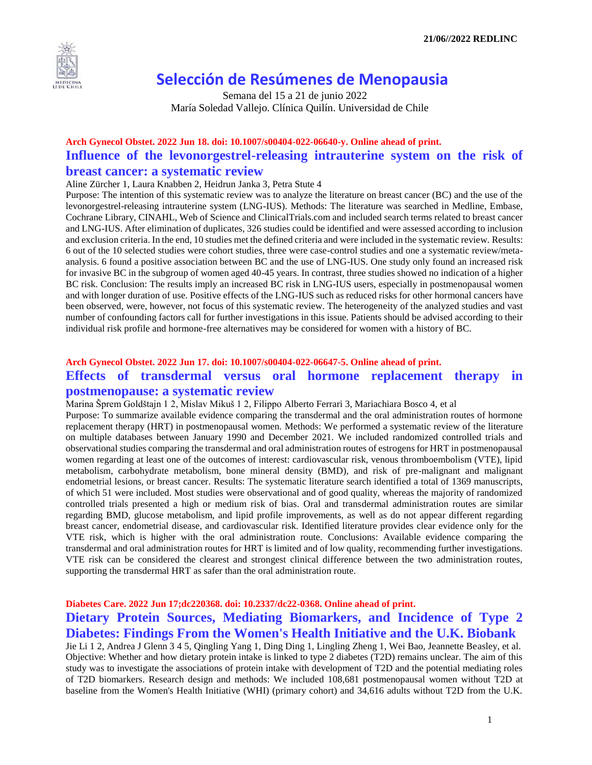21/06//2022 REDLINC

# Selección de Resúmenes de Menopausia

Semana del 15 a 21 de junio 2022
María Soledad Vallejo. Clínica Quilín. Universidad de Chile

**Arch Gynecol Obstet. 2022 Jun 18. doi: 10.1007/s00404-022-06640-y. Online ahead of print.**

## Influence of the levonorgestrel-releasing intrauterine system on the risk of breast cancer: a systematic review

Aline Zürcher 1, Laura Knabben 2, Heidrun Janka 3, Petra Stute 4

Purpose: The intention of this systematic review was to analyze the literature on breast cancer (BC) and the use of the levonorgestrel-releasing intrauterine system (LNG-IUS). Methods: The literature was searched in Medline, Embase, Cochrane Library, CINAHL, Web of Science and ClinicalTrials.com and included search terms related to breast cancer and LNG-IUS. After elimination of duplicates, 326 studies could be identified and were assessed according to inclusion and exclusion criteria. In the end, 10 studies met the defined criteria and were included in the systematic review. Results: 6 out of the 10 selected studies were cohort studies, three were case-control studies and one a systematic review/meta-analysis. 6 found a positive association between BC and the use of LNG-IUS. One study only found an increased risk for invasive BC in the subgroup of women aged 40-45 years. In contrast, three studies showed no indication of a higher BC risk. Conclusion: The results imply an increased BC risk in LNG-IUS users, especially in postmenopausal women and with longer duration of use. Positive effects of the LNG-IUS such as reduced risks for other hormonal cancers have been observed, were, however, not focus of this systematic review. The heterogeneity of the analyzed studies and vast number of confounding factors call for further investigations in this issue. Patients should be advised according to their individual risk profile and hormone-free alternatives may be considered for women with a history of BC.

**Arch Gynecol Obstet. 2022 Jun 17. doi: 10.1007/s00404-022-06647-5. Online ahead of print.**

## Effects of transdermal versus oral hormone replacement therapy in postmenopause: a systematic review

Marina Šprem Goldštajn 1 2, Mislav Mikuš 1 2, Filippo Alberto Ferrari 3, Mariachiara Bosco 4, et al

Purpose: To summarize available evidence comparing the transdermal and the oral administration routes of hormone replacement therapy (HRT) in postmenopausal women. Methods: We performed a systematic review of the literature on multiple databases between January 1990 and December 2021. We included randomized controlled trials and observational studies comparing the transdermal and oral administration routes of estrogens for HRT in postmenopausal women regarding at least one of the outcomes of interest: cardiovascular risk, venous thromboembolism (VTE), lipid metabolism, carbohydrate metabolism, bone mineral density (BMD), and risk of pre-malignant and malignant endometrial lesions, or breast cancer. Results: The systematic literature search identified a total of 1369 manuscripts, of which 51 were included. Most studies were observational and of good quality, whereas the majority of randomized controlled trials presented a high or medium risk of bias. Oral and transdermal administration routes are similar regarding BMD, glucose metabolism, and lipid profile improvements, as well as do not appear different regarding breast cancer, endometrial disease, and cardiovascular risk. Identified literature provides clear evidence only for the VTE risk, which is higher with the oral administration route. Conclusions: Available evidence comparing the transdermal and oral administration routes for HRT is limited and of low quality, recommending further investigations. VTE risk can be considered the clearest and strongest clinical difference between the two administration routes, supporting the transdermal HRT as safer than the oral administration route.

**Diabetes Care. 2022 Jun 17;dc220368. doi: 10.2337/dc22-0368. Online ahead of print.**

## Dietary Protein Sources, Mediating Biomarkers, and Incidence of Type 2 Diabetes: Findings From the Women's Health Initiative and the U.K. Biobank

Jie Li 1 2, Andrea J Glenn 3 4 5, Qingling Yang 1, Ding Ding 1, Lingling Zheng 1, Wei Bao, Jeannette Beasley, et al.

Objective: Whether and how dietary protein intake is linked to type 2 diabetes (T2D) remains unclear. The aim of this study was to investigate the associations of protein intake with development of T2D and the potential mediating roles of T2D biomarkers. Research design and methods: We included 108,681 postmenopausal women without T2D at baseline from the Women's Health Initiative (WHI) (primary cohort) and 34,616 adults without T2D from the U.K.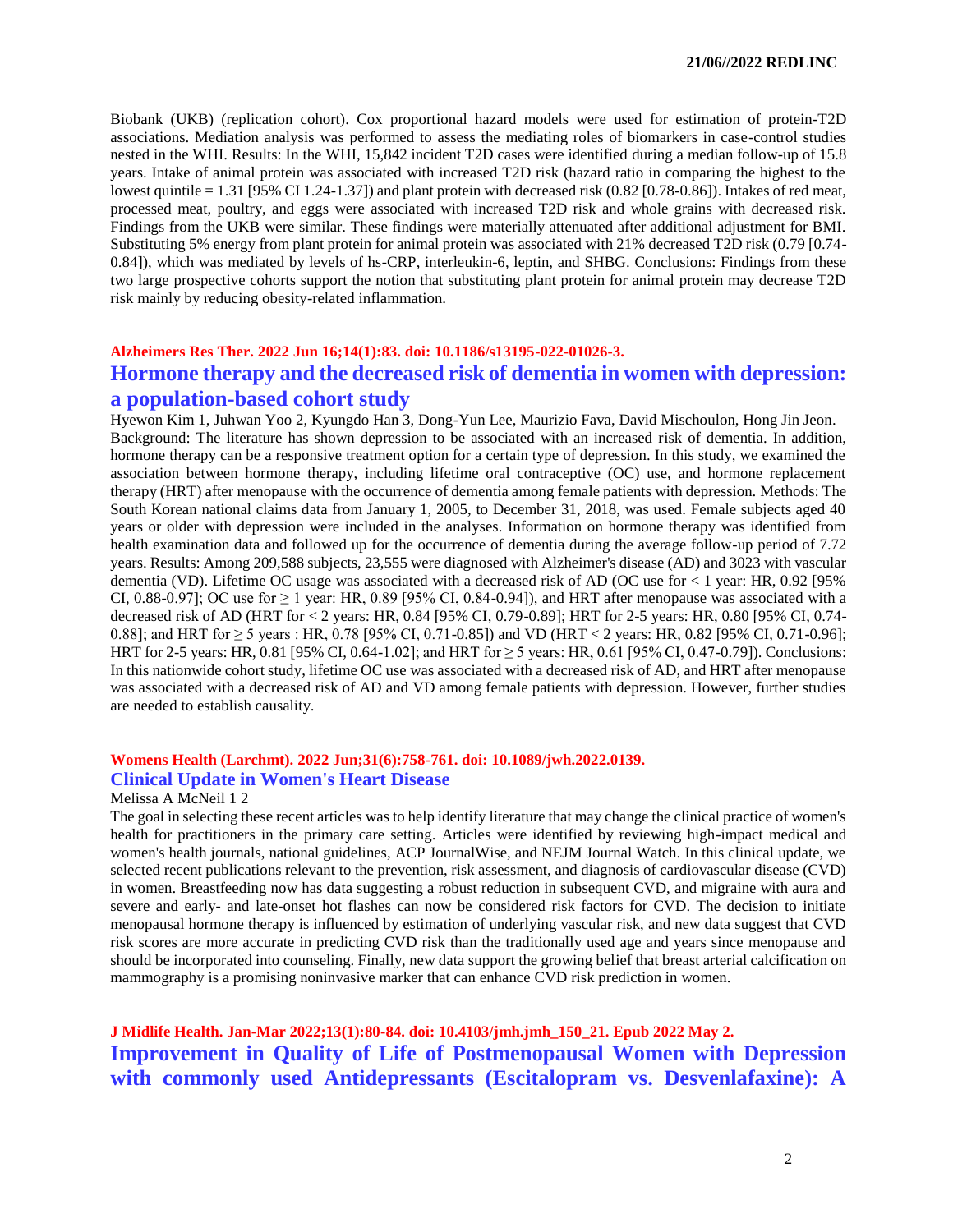Biobank (UKB) (replication cohort). Cox proportional hazard models were used for estimation of protein-T2D associations. Mediation analysis was performed to assess the mediating roles of biomarkers in case-control studies nested in the WHI. Results: In the WHI, 15,842 incident T2D cases were identified during a median follow-up of 15.8 years. Intake of animal protein was associated with increased T2D risk (hazard ratio in comparing the highest to the lowest quintile = 1.31 [95% CI 1.24-1.37]) and plant protein with decreased risk (0.82 [0.78-0.86]). Intakes of red meat, processed meat, poultry, and eggs were associated with increased T2D risk and whole grains with decreased risk. Findings from the UKB were similar. These findings were materially attenuated after additional adjustment for BMI. Substituting 5% energy from plant protein for animal protein was associated with 21% decreased T2D risk (0.79 [0.74-0.84]), which was mediated by levels of hs-CRP, interleukin-6, leptin, and SHBG. Conclusions: Findings from these two large prospective cohorts support the notion that substituting plant protein for animal protein may decrease T2D risk mainly by reducing obesity-related inflammation.

**Alzheimers Res Ther. 2022 Jun 16;14(1):83. doi: 10.1186/s13195-022-01026-3.**

## Hormone therapy and the decreased risk of dementia in women with depression: a population-based cohort study

Hyewon Kim 1, Juhwan Yoo 2, Kyungdo Han 3, Dong-Yun Lee, Maurizio Fava, David Mischoulon, Hong Jin Jeon.

Background: The literature has shown depression to be associated with an increased risk of dementia. In addition, hormone therapy can be a responsive treatment option for a certain type of depression. In this study, we examined the association between hormone therapy, including lifetime oral contraceptive (OC) use, and hormone replacement therapy (HRT) after menopause with the occurrence of dementia among female patients with depression. Methods: The South Korean national claims data from January 1, 2005, to December 31, 2018, was used. Female subjects aged 40 years or older with depression were included in the analyses. Information on hormone therapy was identified from health examination data and followed up for the occurrence of dementia during the average follow-up period of 7.72 years. Results: Among 209,588 subjects, 23,555 were diagnosed with Alzheimer's disease (AD) and 3023 with vascular dementia (VD). Lifetime OC usage was associated with a decreased risk of AD (OC use for < 1 year: HR, 0.92 [95% CI, 0.88-0.97]; OC use for ≥ 1 year: HR, 0.89 [95% CI, 0.84-0.94]), and HRT after menopause was associated with a decreased risk of AD (HRT for < 2 years: HR, 0.84 [95% CI, 0.79-0.89]; HRT for 2-5 years: HR, 0.80 [95% CI, 0.74-0.88]; and HRT for ≥ 5 years : HR, 0.78 [95% CI, 0.71-0.85]) and VD (HRT < 2 years: HR, 0.82 [95% CI, 0.71-0.96]; HRT for 2-5 years: HR, 0.81 [95% CI, 0.64-1.02]; and HRT for ≥ 5 years: HR, 0.61 [95% CI, 0.47-0.79]). Conclusions: In this nationwide cohort study, lifetime OC use was associated with a decreased risk of AD, and HRT after menopause was associated with a decreased risk of AD and VD among female patients with depression. However, further studies are needed to establish causality.

**Womens Health (Larchmt). 2022 Jun;31(6):758-761. doi: 10.1089/jwh.2022.0139.**

## Clinical Update in Women's Heart Disease

Melissa A McNeil 1 2

The goal in selecting these recent articles was to help identify literature that may change the clinical practice of women's health for practitioners in the primary care setting. Articles were identified by reviewing high-impact medical and women's health journals, national guidelines, ACP JournalWise, and NEJM Journal Watch. In this clinical update, we selected recent publications relevant to the prevention, risk assessment, and diagnosis of cardiovascular disease (CVD) in women. Breastfeeding now has data suggesting a robust reduction in subsequent CVD, and migraine with aura and severe and early- and late-onset hot flashes can now be considered risk factors for CVD. The decision to initiate menopausal hormone therapy is influenced by estimation of underlying vascular risk, and new data suggest that CVD risk scores are more accurate in predicting CVD risk than the traditionally used age and years since menopause and should be incorporated into counseling. Finally, new data support the growing belief that breast arterial calcification on mammography is a promising noninvasive marker that can enhance CVD risk prediction in women.

**J Midlife Health. Jan-Mar 2022;13(1):80-84. doi: 10.4103/jmh.jmh_150_21. Epub 2022 May 2.**

## Improvement in Quality of Life of Postmenopausal Women with Depression with commonly used Antidepressants (Escitalopram vs. Desvenlafaxine): A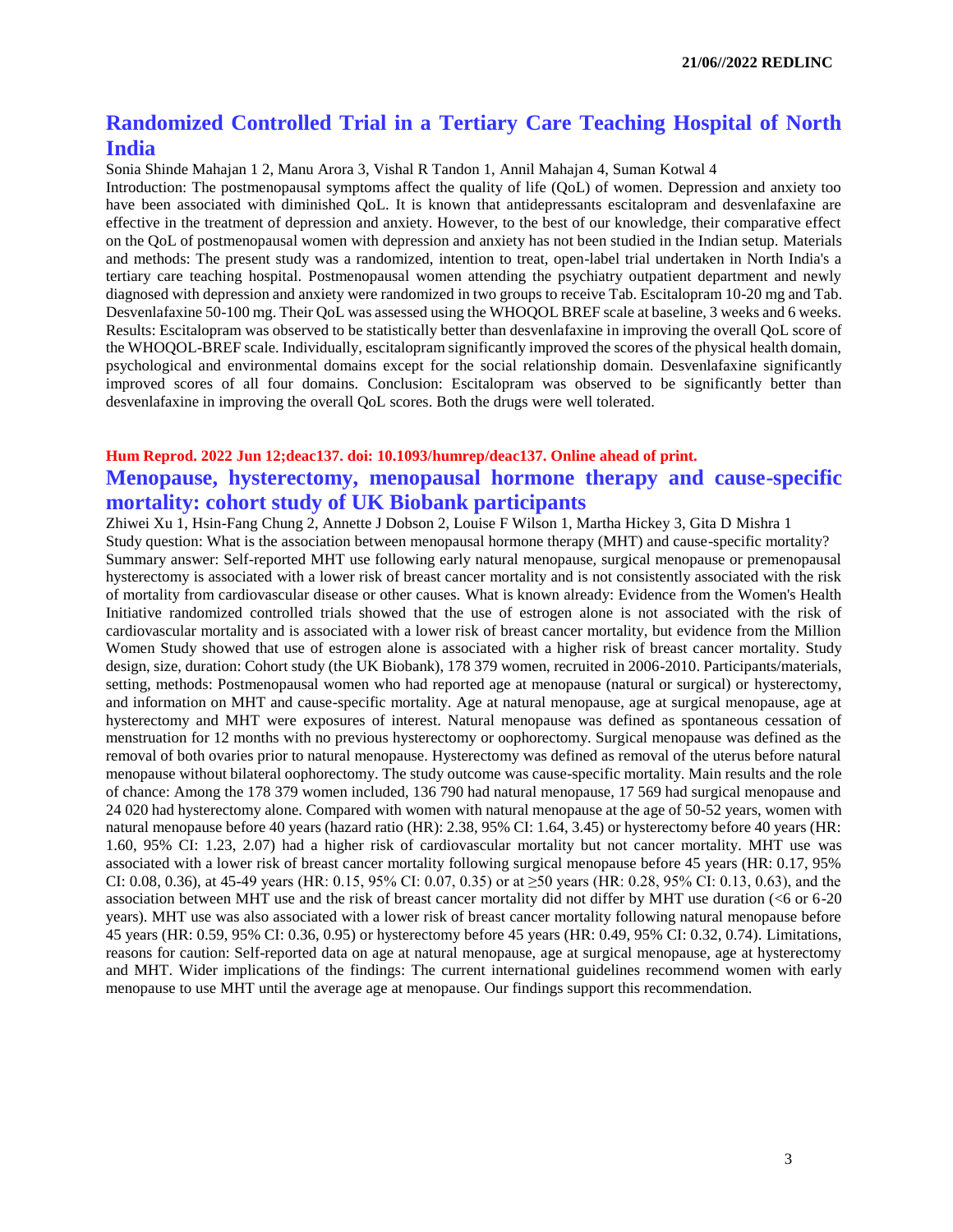## Randomized Controlled Trial in a Tertiary Care Teaching Hospital of North India

Sonia Shinde Mahajan 1 2, Manu Arora 3, Vishal R Tandon 1, Annil Mahajan 4, Suman Kotwal 4

Introduction: The postmenopausal symptoms affect the quality of life (QoL) of women. Depression and anxiety too have been associated with diminished QoL. It is known that antidepressants escitalopram and desvenlafaxine are effective in the treatment of depression and anxiety. However, to the best of our knowledge, their comparative effect on the QoL of postmenopausal women with depression and anxiety has not been studied in the Indian setup. Materials and methods: The present study was a randomized, intention to treat, open-label trial undertaken in North India's a tertiary care teaching hospital. Postmenopausal women attending the psychiatry outpatient department and newly diagnosed with depression and anxiety were randomized in two groups to receive Tab. Escitalopram 10-20 mg and Tab. Desvenlafaxine 50-100 mg. Their QoL was assessed using the WHOQOL BREF scale at baseline, 3 weeks and 6 weeks. Results: Escitalopram was observed to be statistically better than desvenlafaxine in improving the overall QoL score of the WHOQOL-BREF scale. Individually, escitalopram significantly improved the scores of the physical health domain, psychological and environmental domains except for the social relationship domain. Desvenlafaxine significantly improved scores of all four domains. Conclusion: Escitalopram was observed to be significantly better than desvenlafaxine in improving the overall QoL scores. Both the drugs were well tolerated.

**Hum Reprod. 2022 Jun 12;deac137. doi: 10.1093/humrep/deac137. Online ahead of print.**

## Menopause, hysterectomy, menopausal hormone therapy and cause-specific mortality: cohort study of UK Biobank participants

Zhiwei Xu 1, Hsin-Fang Chung 2, Annette J Dobson 2, Louise F Wilson 1, Martha Hickey 3, Gita D Mishra 1

Study question: What is the association between menopausal hormone therapy (MHT) and cause-specific mortality? Summary answer: Self-reported MHT use following early natural menopause, surgical menopause or premenopausal hysterectomy is associated with a lower risk of breast cancer mortality and is not consistently associated with the risk of mortality from cardiovascular disease or other causes. What is known already: Evidence from the Women's Health Initiative randomized controlled trials showed that the use of estrogen alone is not associated with the risk of cardiovascular mortality and is associated with a lower risk of breast cancer mortality, but evidence from the Million Women Study showed that use of estrogen alone is associated with a higher risk of breast cancer mortality. Study design, size, duration: Cohort study (the UK Biobank), 178 379 women, recruited in 2006-2010. Participants/materials, setting, methods: Postmenopausal women who had reported age at menopause (natural or surgical) or hysterectomy, and information on MHT and cause-specific mortality. Age at natural menopause, age at surgical menopause, age at hysterectomy and MHT were exposures of interest. Natural menopause was defined as spontaneous cessation of menstruation for 12 months with no previous hysterectomy or oophorectomy. Surgical menopause was defined as the removal of both ovaries prior to natural menopause. Hysterectomy was defined as removal of the uterus before natural menopause without bilateral oophorectomy. The study outcome was cause-specific mortality. Main results and the role of chance: Among the 178 379 women included, 136 790 had natural menopause, 17 569 had surgical menopause and 24 020 had hysterectomy alone. Compared with women with natural menopause at the age of 50-52 years, women with natural menopause before 40 years (hazard ratio (HR): 2.38, 95% CI: 1.64, 3.45) or hysterectomy before 40 years (HR: 1.60, 95% CI: 1.23, 2.07) had a higher risk of cardiovascular mortality but not cancer mortality. MHT use was associated with a lower risk of breast cancer mortality following surgical menopause before 45 years (HR: 0.17, 95% CI: 0.08, 0.36), at 45-49 years (HR: 0.15, 95% CI: 0.07, 0.35) or at ≥50 years (HR: 0.28, 95% CI: 0.13, 0.63), and the association between MHT use and the risk of breast cancer mortality did not differ by MHT use duration (<6 or 6-20 years). MHT use was also associated with a lower risk of breast cancer mortality following natural menopause before 45 years (HR: 0.59, 95% CI: 0.36, 0.95) or hysterectomy before 45 years (HR: 0.49, 95% CI: 0.32, 0.74). Limitations, reasons for caution: Self-reported data on age at natural menopause, age at surgical menopause, age at hysterectomy and MHT. Wider implications of the findings: The current international guidelines recommend women with early menopause to use MHT until the average age at menopause. Our findings support this recommendation.